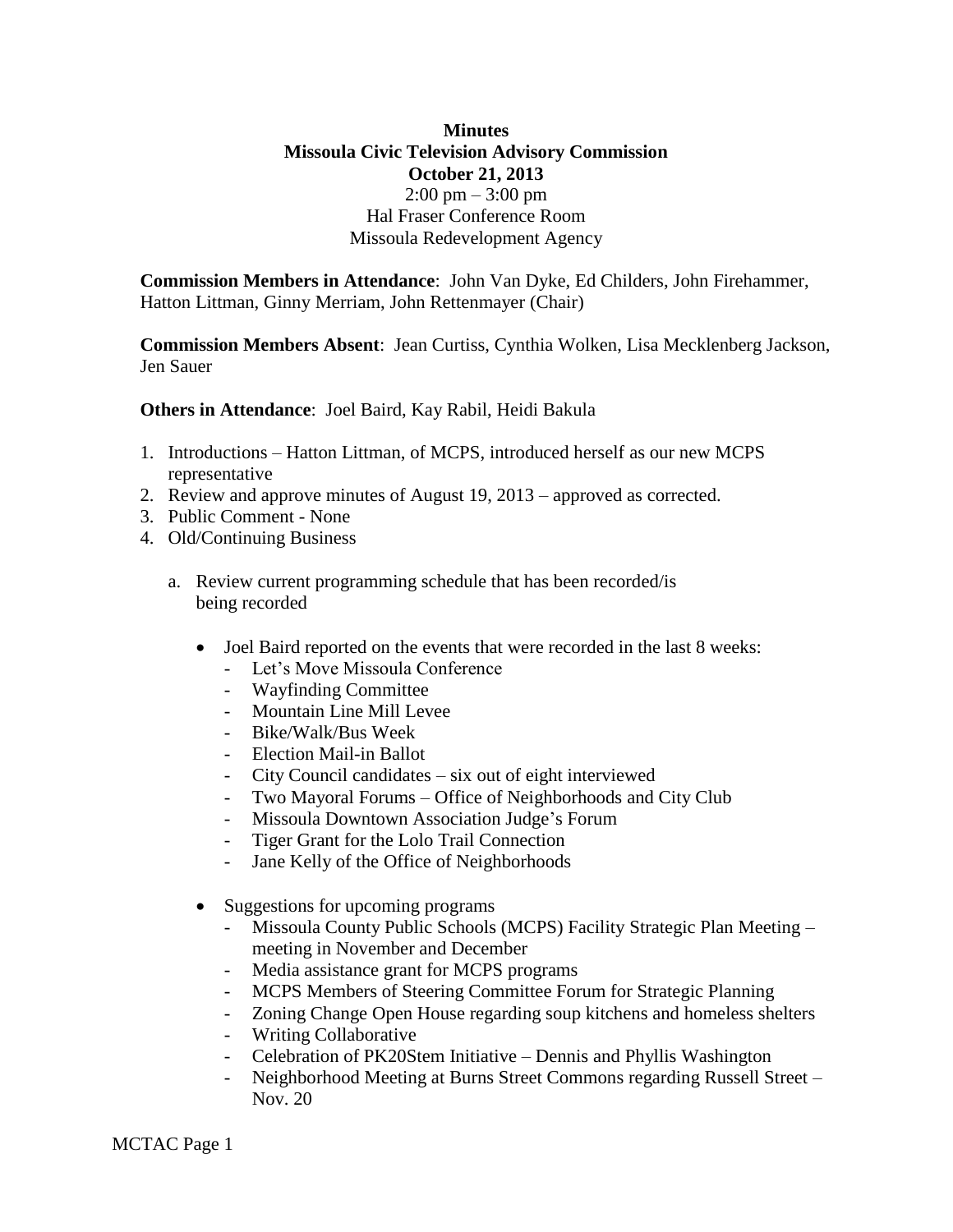**Minutes**
**Missoula Civic Television Advisory Commission**
**October 21, 2013**
2:00 pm – 3:00 pm
Hal Fraser Conference Room
Missoula Redevelopment Agency

**Commission Members in Attendance**: John Van Dyke, Ed Childers, John Firehammer, Hatton Littman, Ginny Merriam, John Rettenmayer (Chair)

**Commission Members Absent**: Jean Curtiss, Cynthia Wolken, Lisa Mecklenberg Jackson, Jen Sauer

**Others in Attendance**: Joel Baird, Kay Rabil, Heidi Bakula

1. Introductions – Hatton Littman, of MCPS, introduced herself as our new MCPS representative
2. Review and approve minutes of August 19, 2013 – approved as corrected.
3. Public Comment - None
4. Old/Continuing Business

   a. Review current programming schedule that has been recorded/is being recorded

      - Joel Baird reported on the events that were recorded in the last 8 weeks:
         - Let's Move Missoula Conference
         - Wayfinding Committee
         - Mountain Line Mill Levee
         - Bike/Walk/Bus Week
         - Election Mail-in Ballot
         - City Council candidates – six out of eight interviewed
         - Two Mayoral Forums – Office of Neighborhoods and City Club
         - Missoula Downtown Association Judge's Forum
         - Tiger Grant for the Lolo Trail Connection
         - Jane Kelly of the Office of Neighborhoods

      - Suggestions for upcoming programs
         - Missoula County Public Schools (MCPS) Facility Strategic Plan Meeting – meeting in November and December
         - Media assistance grant for MCPS programs
         - MCPS Members of Steering Committee Forum for Strategic Planning
         - Zoning Change Open House regarding soup kitchens and homeless shelters
         - Writing Collaborative
         - Celebration of PK20Stem Initiative – Dennis and Phyllis Washington
         - Neighborhood Meeting at Burns Street Commons regarding Russell Street – Nov. 20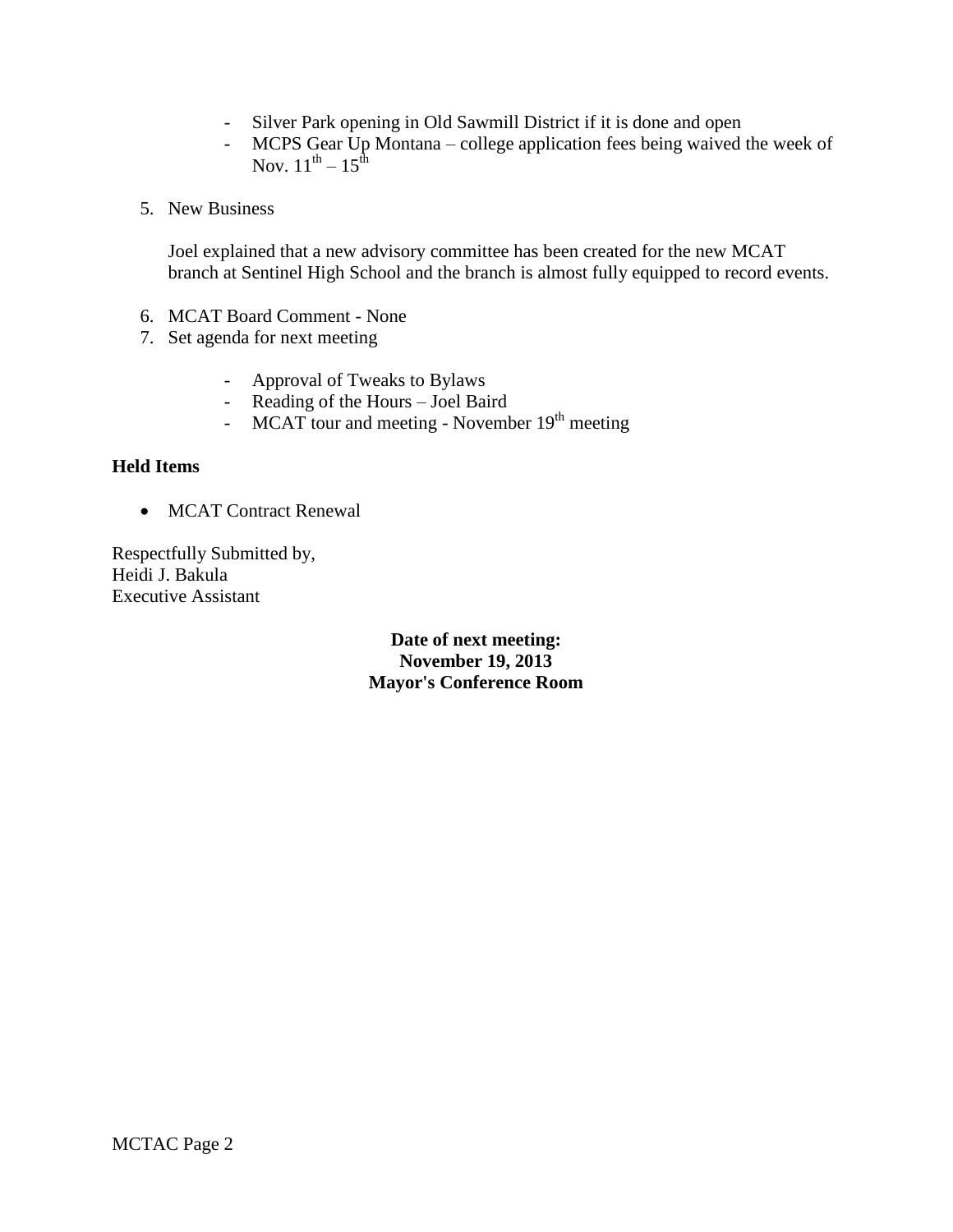- Silver Park opening in Old Sawmill District if it is done and open
- MCPS Gear Up Montana – college application fees being waived the week of Nov. 11th – 15th

5. New Business

   Joel explained that a new advisory committee has been created for the new MCAT branch at Sentinel High School and the branch is almost fully equipped to record events.

6. MCAT Board Comment - None
7. Set agenda for next meeting

   - Approval of Tweaks to Bylaws
   - Reading of the Hours – Joel Baird
   - MCAT tour and meeting - November 19th meeting

**Held Items**

- MCAT Contract Renewal

Respectfully Submitted by,
Heidi J. Bakula
Executive Assistant

**Date of next meeting:**
**November 19, 2013**
**Mayor's Conference Room**